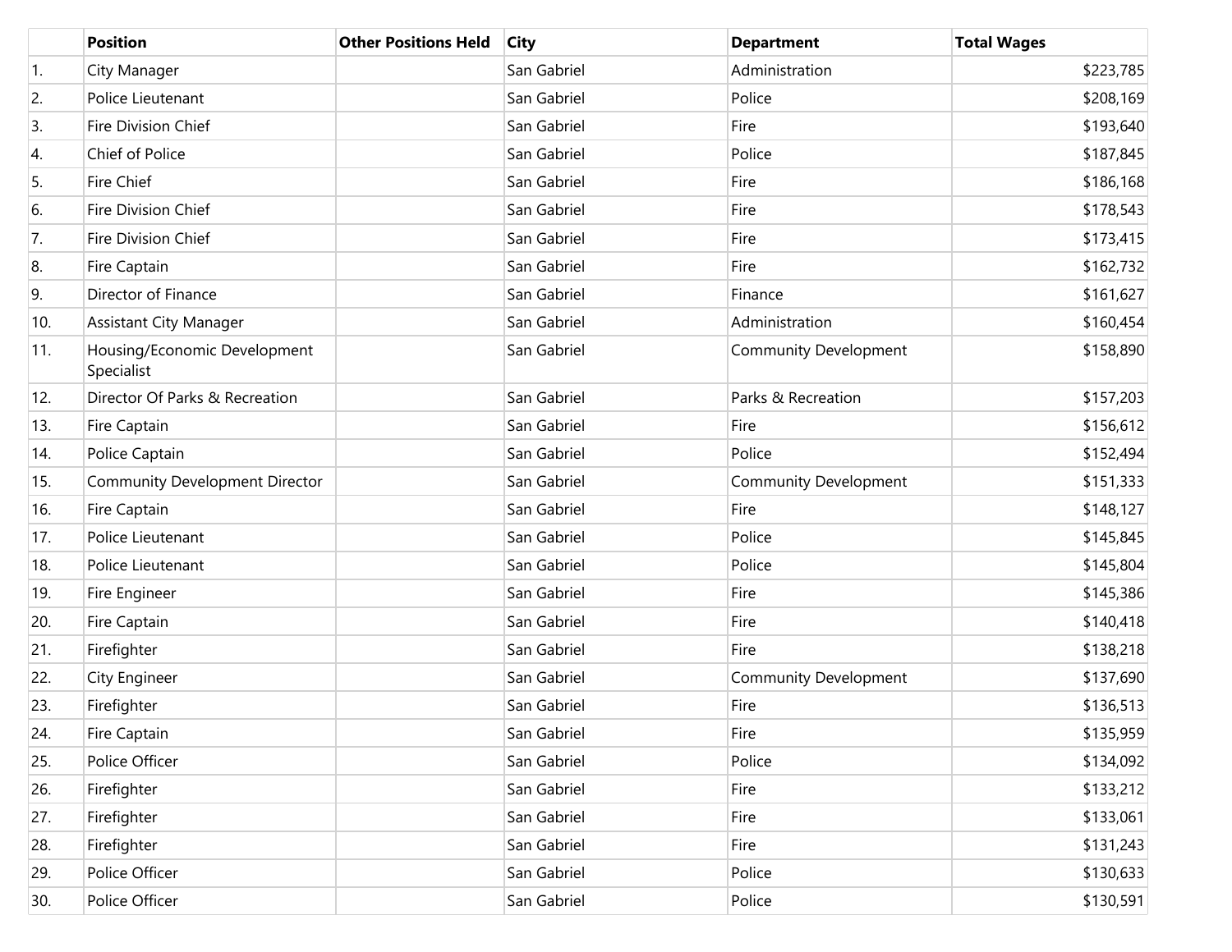| | Position | Other Positions Held | City | Department | Total Wages |
|---|---|---|---|---|---|
| 1. | City Manager | | San Gabriel | Administration | $223,785 |
| 2. | Police Lieutenant | | San Gabriel | Police | $208,169 |
| 3. | Fire Division Chief | | San Gabriel | Fire | $193,640 |
| 4. | Chief of Police | | San Gabriel | Police | $187,845 |
| 5. | Fire Chief | | San Gabriel | Fire | $186,168 |
| 6. | Fire Division Chief | | San Gabriel | Fire | $178,543 |
| 7. | Fire Division Chief | | San Gabriel | Fire | $173,415 |
| 8. | Fire Captain | | San Gabriel | Fire | $162,732 |
| 9. | Director of Finance | | San Gabriel | Finance | $161,627 |
| 10. | Assistant City Manager | | San Gabriel | Administration | $160,454 |
| 11. | Housing/Economic Development Specialist | | San Gabriel | Community Development | $158,890 |
| 12. | Director Of Parks & Recreation | | San Gabriel | Parks & Recreation | $157,203 |
| 13. | Fire Captain | | San Gabriel | Fire | $156,612 |
| 14. | Police Captain | | San Gabriel | Police | $152,494 |
| 15. | Community Development Director | | San Gabriel | Community Development | $151,333 |
| 16. | Fire Captain | | San Gabriel | Fire | $148,127 |
| 17. | Police Lieutenant | | San Gabriel | Police | $145,845 |
| 18. | Police Lieutenant | | San Gabriel | Police | $145,804 |
| 19. | Fire Engineer | | San Gabriel | Fire | $145,386 |
| 20. | Fire Captain | | San Gabriel | Fire | $140,418 |
| 21. | Firefighter | | San Gabriel | Fire | $138,218 |
| 22. | City Engineer | | San Gabriel | Community Development | $137,690 |
| 23. | Firefighter | | San Gabriel | Fire | $136,513 |
| 24. | Fire Captain | | San Gabriel | Fire | $135,959 |
| 25. | Police Officer | | San Gabriel | Police | $134,092 |
| 26. | Firefighter | | San Gabriel | Fire | $133,212 |
| 27. | Firefighter | | San Gabriel | Fire | $133,061 |
| 28. | Firefighter | | San Gabriel | Fire | $131,243 |
| 29. | Police Officer | | San Gabriel | Police | $130,633 |
| 30. | Police Officer | | San Gabriel | Police | $130,591 |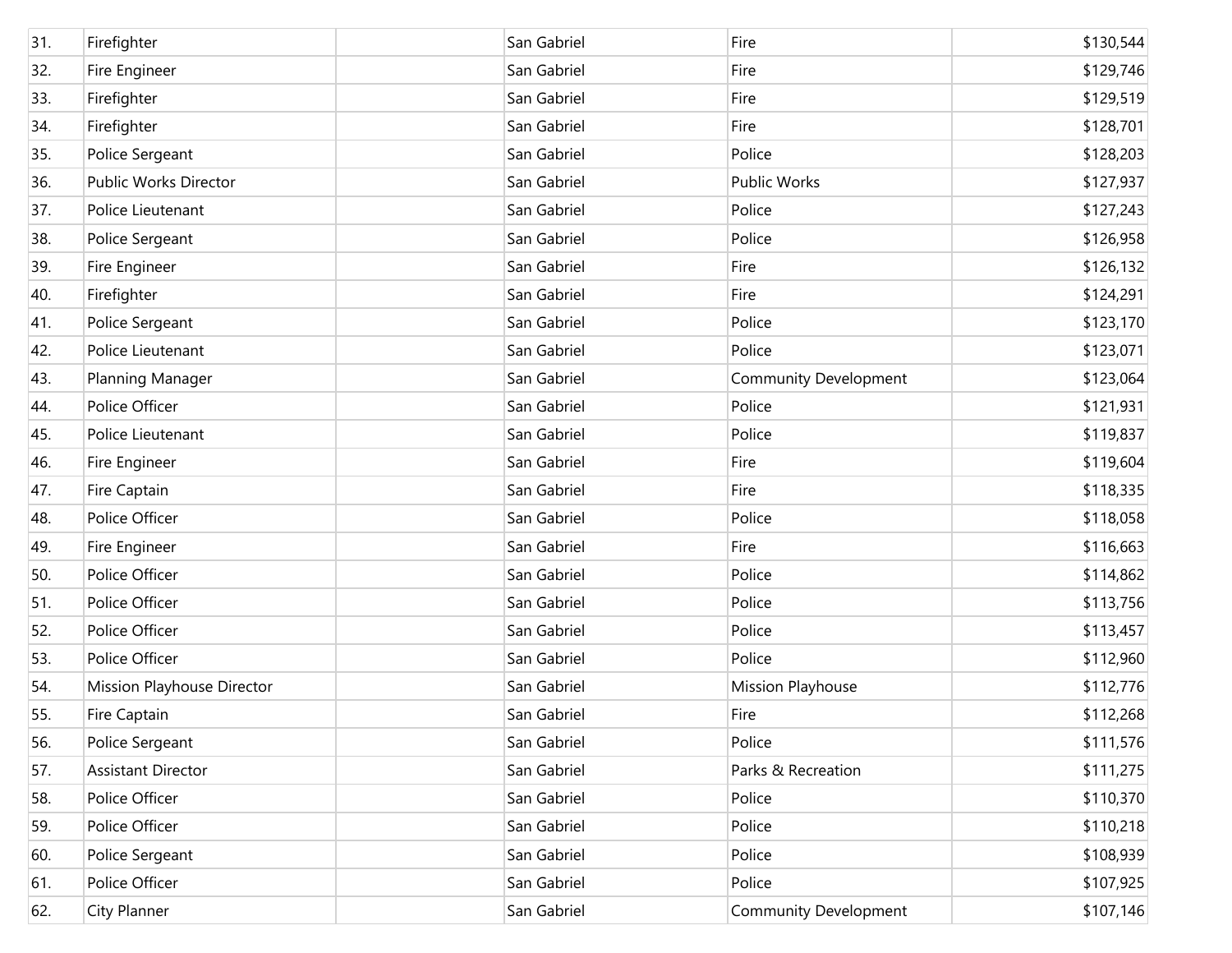| | | | | | |
|---|---|---|---|---|---|
| 31. | Firefighter | | San Gabriel | Fire | $130,544 |
| 32. | Fire Engineer | | San Gabriel | Fire | $129,746 |
| 33. | Firefighter | | San Gabriel | Fire | $129,519 |
| 34. | Firefighter | | San Gabriel | Fire | $128,701 |
| 35. | Police Sergeant | | San Gabriel | Police | $128,203 |
| 36. | Public Works Director | | San Gabriel | Public Works | $127,937 |
| 37. | Police Lieutenant | | San Gabriel | Police | $127,243 |
| 38. | Police Sergeant | | San Gabriel | Police | $126,958 |
| 39. | Fire Engineer | | San Gabriel | Fire | $126,132 |
| 40. | Firefighter | | San Gabriel | Fire | $124,291 |
| 41. | Police Sergeant | | San Gabriel | Police | $123,170 |
| 42. | Police Lieutenant | | San Gabriel | Police | $123,071 |
| 43. | Planning Manager | | San Gabriel | Community Development | $123,064 |
| 44. | Police Officer | | San Gabriel | Police | $121,931 |
| 45. | Police Lieutenant | | San Gabriel | Police | $119,837 |
| 46. | Fire Engineer | | San Gabriel | Fire | $119,604 |
| 47. | Fire Captain | | San Gabriel | Fire | $118,335 |
| 48. | Police Officer | | San Gabriel | Police | $118,058 |
| 49. | Fire Engineer | | San Gabriel | Fire | $116,663 |
| 50. | Police Officer | | San Gabriel | Police | $114,862 |
| 51. | Police Officer | | San Gabriel | Police | $113,756 |
| 52. | Police Officer | | San Gabriel | Police | $113,457 |
| 53. | Police Officer | | San Gabriel | Police | $112,960 |
| 54. | Mission Playhouse Director | | San Gabriel | Mission Playhouse | $112,776 |
| 55. | Fire Captain | | San Gabriel | Fire | $112,268 |
| 56. | Police Sergeant | | San Gabriel | Police | $111,576 |
| 57. | Assistant Director | | San Gabriel | Parks & Recreation | $111,275 |
| 58. | Police Officer | | San Gabriel | Police | $110,370 |
| 59. | Police Officer | | San Gabriel | Police | $110,218 |
| 60. | Police Sergeant | | San Gabriel | Police | $108,939 |
| 61. | Police Officer | | San Gabriel | Police | $107,925 |
| 62. | City Planner | | San Gabriel | Community Development | $107,146 |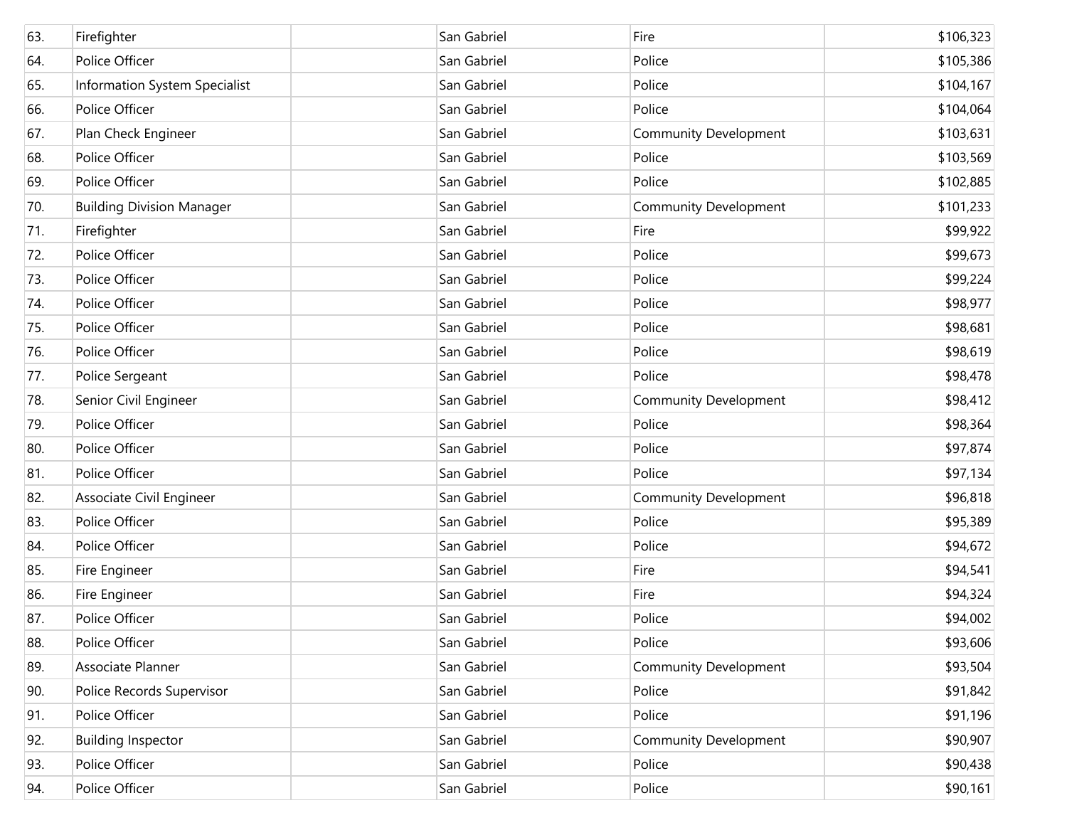| | | | | | |
|---|---|---|---|---|---|
| 63. | Firefighter | | San Gabriel | Fire | $106,323 |
| 64. | Police Officer | | San Gabriel | Police | $105,386 |
| 65. | Information System Specialist | | San Gabriel | Police | $104,167 |
| 66. | Police Officer | | San Gabriel | Police | $104,064 |
| 67. | Plan Check Engineer | | San Gabriel | Community Development | $103,631 |
| 68. | Police Officer | | San Gabriel | Police | $103,569 |
| 69. | Police Officer | | San Gabriel | Police | $102,885 |
| 70. | Building Division Manager | | San Gabriel | Community Development | $101,233 |
| 71. | Firefighter | | San Gabriel | Fire | $99,922 |
| 72. | Police Officer | | San Gabriel | Police | $99,673 |
| 73. | Police Officer | | San Gabriel | Police | $99,224 |
| 74. | Police Officer | | San Gabriel | Police | $98,977 |
| 75. | Police Officer | | San Gabriel | Police | $98,681 |
| 76. | Police Officer | | San Gabriel | Police | $98,619 |
| 77. | Police Sergeant | | San Gabriel | Police | $98,478 |
| 78. | Senior Civil Engineer | | San Gabriel | Community Development | $98,412 |
| 79. | Police Officer | | San Gabriel | Police | $98,364 |
| 80. | Police Officer | | San Gabriel | Police | $97,874 |
| 81. | Police Officer | | San Gabriel | Police | $97,134 |
| 82. | Associate Civil Engineer | | San Gabriel | Community Development | $96,818 |
| 83. | Police Officer | | San Gabriel | Police | $95,389 |
| 84. | Police Officer | | San Gabriel | Police | $94,672 |
| 85. | Fire Engineer | | San Gabriel | Fire | $94,541 |
| 86. | Fire Engineer | | San Gabriel | Fire | $94,324 |
| 87. | Police Officer | | San Gabriel | Police | $94,002 |
| 88. | Police Officer | | San Gabriel | Police | $93,606 |
| 89. | Associate Planner | | San Gabriel | Community Development | $93,504 |
| 90. | Police Records Supervisor | | San Gabriel | Police | $91,842 |
| 91. | Police Officer | | San Gabriel | Police | $91,196 |
| 92. | Building Inspector | | San Gabriel | Community Development | $90,907 |
| 93. | Police Officer | | San Gabriel | Police | $90,438 |
| 94. | Police Officer | | San Gabriel | Police | $90,161 |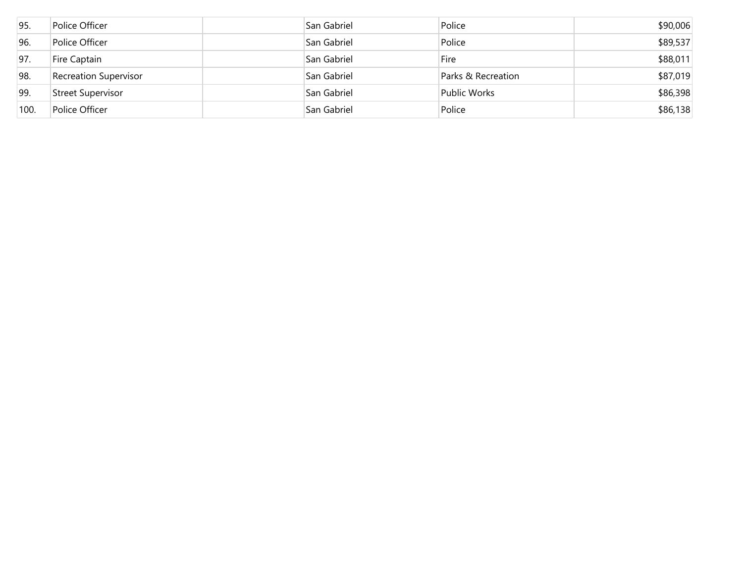| | | | | | |
|---|---|---|---|---|---|
| 95. | Police Officer | | San Gabriel | Police | $90,006 |
| 96. | Police Officer | | San Gabriel | Police | $89,537 |
| 97. | Fire Captain | | San Gabriel | Fire | $88,011 |
| 98. | Recreation Supervisor | | San Gabriel | Parks & Recreation | $87,019 |
| 99. | Street Supervisor | | San Gabriel | Public Works | $86,398 |
| 100. | Police Officer | | San Gabriel | Police | $86,138 |